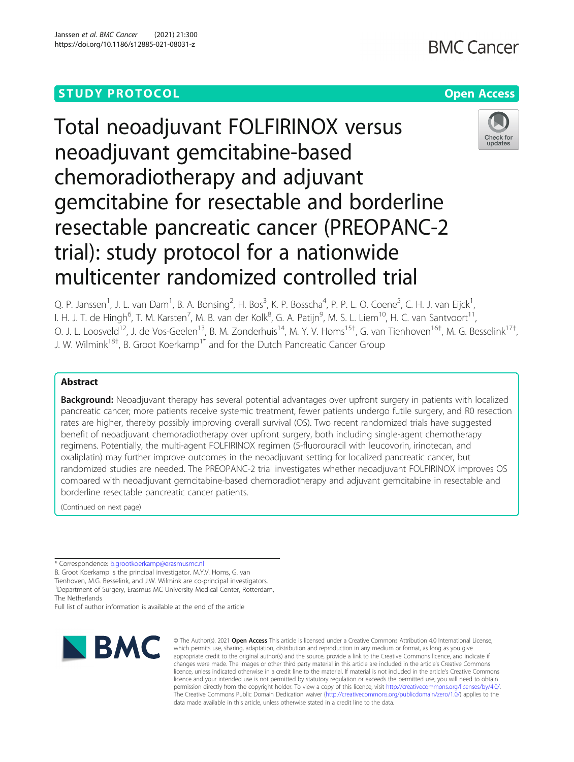STUDY PROTOCOL

Open Access

# Total neoadjuvant FOLFIRINOX versus neoadjuvant gemcitabine-based chemoradiotherapy and adjuvant gemcitabine for resectable and borderline resectable pancreatic cancer (PREOPANC-2 trial): study protocol for a nationwide multicenter randomized controlled trial

Q. P. Janssen[1], J. L. van Dam[1], B. A. Bonsing[2], H. Bos[3], K. P. Bosscha[4], P. P. L. O. Coene[5], C. H. J. van Eijck[1], I. H. J. T. de Hingh[6], T. M. Karsten[7], M. B. van der Kolk[8], G. A. Patijn[9], M. S. L. Liem[10], H. C. van Santvoort[11], O. J. L. Loosveld[12], J. de Vos-Geelen[13], B. M. Zonderhuis[14], M. Y. V. Homs[15†], G. van Tienhoven[16†], M. G. Besselink[17†], J. W. Wilmink[18†], B. Groot Koerkamp[1*] and for the Dutch Pancreatic Cancer Group

## Abstract

**Background:** Neoadjuvant therapy has several potential advantages over upfront surgery in patients with localized pancreatic cancer; more patients receive systemic treatment, fewer patients undergo futile surgery, and R0 resection rates are higher, thereby possibly improving overall survival (OS). Two recent randomized trials have suggested benefit of neoadjuvant chemoradiotherapy over upfront surgery, both including single-agent chemotherapy regimens. Potentially, the multi-agent FOLFIRINOX regimen (5-fluorouracil with leucovorin, irinotecan, and oxaliplatin) may further improve outcomes in the neoadjuvant setting for localized pancreatic cancer, but randomized studies are needed. The PREOPANC-2 trial investigates whether neoadjuvant FOLFIRINOX improves OS compared with neoadjuvant gemcitabine-based chemoradiotherapy and adjuvant gemcitabine in resectable and borderline resectable pancreatic cancer patients.

(Continued on next page)

\* Correspondence: b.grootkoerkamp@erasmusmc.nl

B. Groot Koerkamp is the principal investigator. M.Y.V. Homs, G. van Tienhoven, M.G. Besselink, and J.W. Wilmink are co-principal investigators.

[1]Department of Surgery, Erasmus MC University Medical Center, Rotterdam, The Netherlands

Full list of author information is available at the end of the article

© The Author(s). 2021 **Open Access** This article is licensed under a Creative Commons Attribution 4.0 International License, which permits use, sharing, adaptation, distribution and reproduction in any medium or format, as long as you give appropriate credit to the original author(s) and the source, provide a link to the Creative Commons licence, and indicate if changes were made. The images or other third party material in this article are included in the article's Creative Commons licence, unless indicated otherwise in a credit line to the material. If material is not included in the article's Creative Commons licence and your intended use is not permitted by statutory regulation or exceeds the permitted use, you will need to obtain permission directly from the copyright holder. To view a copy of this licence, visit http://creativecommons.org/licenses/by/4.0/. The Creative Commons Public Domain Dedication waiver (http://creativecommons.org/publicdomain/zero/1.0/) applies to the data made available in this article, unless otherwise stated in a credit line to the data.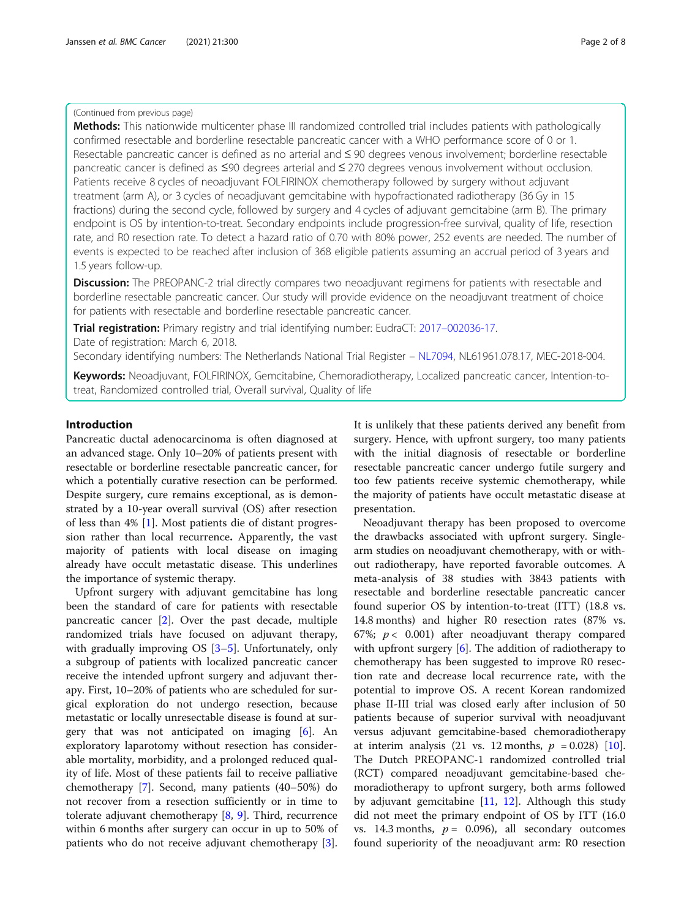(Continued from previous page)

**Methods:** This nationwide multicenter phase III randomized controlled trial includes patients with pathologically confirmed resectable and borderline resectable pancreatic cancer with a WHO performance score of 0 or 1. Resectable pancreatic cancer is defined as no arterial and ≤ 90 degrees venous involvement; borderline resectable pancreatic cancer is defined as ≤90 degrees arterial and ≤ 270 degrees venous involvement without occlusion. Patients receive 8 cycles of neoadjuvant FOLFIRINOX chemotherapy followed by surgery without adjuvant treatment (arm A), or 3 cycles of neoadjuvant gemcitabine with hypofractionated radiotherapy (36 Gy in 15 fractions) during the second cycle, followed by surgery and 4 cycles of adjuvant gemcitabine (arm B). The primary endpoint is OS by intention-to-treat. Secondary endpoints include progression-free survival, quality of life, resection rate, and R0 resection rate. To detect a hazard ratio of 0.70 with 80% power, 252 events are needed. The number of events is expected to be reached after inclusion of 368 eligible patients assuming an accrual period of 3 years and 1.5 years follow-up.

**Discussion:** The PREOPANC-2 trial directly compares two neoadjuvant regimens for patients with resectable and borderline resectable pancreatic cancer. Our study will provide evidence on the neoadjuvant treatment of choice for patients with resectable and borderline resectable pancreatic cancer.

**Trial registration:** Primary registry and trial identifying number: EudraCT: 2017–002036-17.
Date of registration: March 6, 2018.
Secondary identifying numbers: The Netherlands National Trial Register – NL7094, NL61961.078.17, MEC-2018-004.

**Keywords:** Neoadjuvant, FOLFIRINOX, Gemcitabine, Chemoradiotherapy, Localized pancreatic cancer, Intention-to-treat, Randomized controlled trial, Overall survival, Quality of life

## Introduction

Pancreatic ductal adenocarcinoma is often diagnosed at an advanced stage. Only 10–20% of patients present with resectable or borderline resectable pancreatic cancer, for which a potentially curative resection can be performed. Despite surgery, cure remains exceptional, as is demonstrated by a 10-year overall survival (OS) after resection of less than 4% [1]. Most patients die of distant progression rather than local recurrence**.** Apparently, the vast majority of patients with local disease on imaging already have occult metastatic disease. This underlines the importance of systemic therapy.

Upfront surgery with adjuvant gemcitabine has long been the standard of care for patients with resectable pancreatic cancer [2]. Over the past decade, multiple randomized trials have focused on adjuvant therapy, with gradually improving OS [3–5]. Unfortunately, only a subgroup of patients with localized pancreatic cancer receive the intended upfront surgery and adjuvant therapy. First, 10–20% of patients who are scheduled for surgical exploration do not undergo resection, because metastatic or locally unresectable disease is found at surgery that was not anticipated on imaging [6]. An exploratory laparotomy without resection has considerable mortality, morbidity, and a prolonged reduced quality of life. Most of these patients fail to receive palliative chemotherapy [7]. Second, many patients (40–50%) do not recover from a resection sufficiently or in time to tolerate adjuvant chemotherapy [8, 9]. Third, recurrence within 6 months after surgery can occur in up to 50% of patients who do not receive adjuvant chemotherapy [3]. It is unlikely that these patients derived any benefit from surgery. Hence, with upfront surgery, too many patients with the initial diagnosis of resectable or borderline resectable pancreatic cancer undergo futile surgery and too few patients receive systemic chemotherapy, while the majority of patients have occult metastatic disease at presentation.

Neoadjuvant therapy has been proposed to overcome the drawbacks associated with upfront surgery. Single-arm studies on neoadjuvant chemotherapy, with or without radiotherapy, have reported favorable outcomes. A meta-analysis of 38 studies with 3843 patients with resectable and borderline resectable pancreatic cancer found superior OS by intention-to-treat (ITT) (18.8 vs. 14.8 months) and higher R0 resection rates (87% vs. 67%; $p < 0.001$) after neoadjuvant therapy compared with upfront surgery [6]. The addition of radiotherapy to chemotherapy has been suggested to improve R0 resection rate and decrease local recurrence rate, with the potential to improve OS. A recent Korean randomized phase II-III trial was closed early after inclusion of 50 patients because of superior survival with neoadjuvant versus adjuvant gemcitabine-based chemoradiotherapy at interim analysis (21 vs. 12 months, $p = 0.028$) [10]. The Dutch PREOPANC-1 randomized controlled trial (RCT) compared neoadjuvant gemcitabine-based chemoradiotherapy to upfront surgery, both arms followed by adjuvant gemcitabine [11, 12]. Although this study did not meet the primary endpoint of OS by ITT (16.0 vs. 14.3 months, $p = 0.096$), all secondary outcomes found superiority of the neoadjuvant arm: R0 resection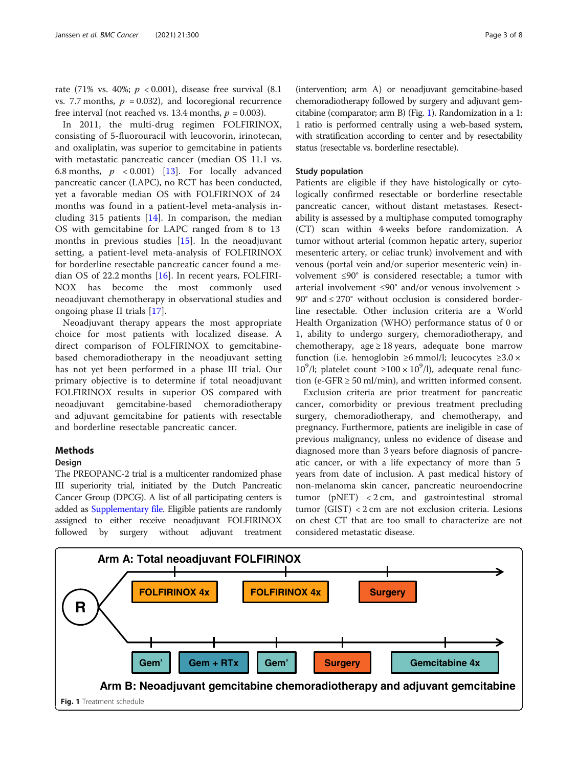rate (71% vs. 40%; $p < 0.001$), disease free survival (8.1 vs. 7.7 months, $p = 0.032$), and locoregional recurrence free interval (not reached vs. 13.4 months, $p = 0.003$).

In 2011, the multi-drug regimen FOLFIRINOX, consisting of 5-fluorouracil with leucovorin, irinotecan, and oxaliplatin, was superior to gemcitabine in patients with metastatic pancreatic cancer (median OS 11.1 vs. 6.8 months, $p < 0.001$) [13]. For locally advanced pancreatic cancer (LAPC), no RCT has been conducted, yet a favorable median OS with FOLFIRINOX of 24 months was found in a patient-level meta-analysis including 315 patients [14]. In comparison, the median OS with gemcitabine for LAPC ranged from 8 to 13 months in previous studies [15]. In the neoadjuvant setting, a patient-level meta-analysis of FOLFIRINOX for borderline resectable pancreatic cancer found a median OS of 22.2 months [16]. In recent years, FOLFIRINOX has become the most commonly used neoadjuvant chemotherapy in observational studies and ongoing phase II trials [17].

Neoadjuvant therapy appears the most appropriate choice for most patients with localized disease. A direct comparison of FOLFIRINOX to gemcitabine-based chemoradiotherapy in the neoadjuvant setting has not yet been performed in a phase III trial. Our primary objective is to determine if total neoadjuvant FOLFIRINOX results in superior OS compared with neoadjuvant gemcitabine-based chemoradiotherapy and adjuvant gemcitabine for patients with resectable and borderline resectable pancreatic cancer.

## Methods

### Design

The PREOPANC-2 trial is a multicenter randomized phase III superiority trial, initiated by the Dutch Pancreatic Cancer Group (DPCG). A list of all participating centers is added as Supplementary file. Eligible patients are randomly assigned to either receive neoadjuvant FOLFIRINOX followed by surgery without adjuvant treatment (intervention; arm A) or neoadjuvant gemcitabine-based chemoradiotherapy followed by surgery and adjuvant gemcitabine (comparator; arm B) (Fig. 1). Randomization in a 1: 1 ratio is performed centrally using a web-based system, with stratification according to center and by resectability status (resectable vs. borderline resectable).

### Study population

Patients are eligible if they have histologically or cytologically confirmed resectable or borderline resectable pancreatic cancer, without distant metastases. Resectability is assessed by a multiphase computed tomography (CT) scan within 4 weeks before randomization. A tumor without arterial (common hepatic artery, superior mesenteric artery, or celiac trunk) involvement and with venous (portal vein and/or superior mesenteric vein) involvement ≤90° is considered resectable; a tumor with arterial involvement ≤90° and/or venous involvement > 90° and ≤ 270° without occlusion is considered borderline resectable. Other inclusion criteria are a World Health Organization (WHO) performance status of 0 or 1, ability to undergo surgery, chemoradiotherapy, and chemotherapy, age ≥ 18 years, adequate bone marrow function (i.e. hemoglobin ≥6 mmol/l; leucocytes $\geq 3.0 \times 10^9$/l; platelet count $\geq 100 \times 10^9$/l), adequate renal function (e-GFR ≥ 50 ml/min), and written informed consent.

Exclusion criteria are prior treatment for pancreatic cancer, comorbidity or previous treatment precluding surgery, chemoradiotherapy, and chemotherapy, and pregnancy. Furthermore, patients are ineligible in case of previous malignancy, unless no evidence of disease and diagnosed more than 3 years before diagnosis of pancreatic cancer, or with a life expectancy of more than 5 years from date of inclusion. A past medical history of non-melanoma skin cancer, pancreatic neuroendocrine tumor (pNET) < 2 cm, and gastrointestinal stromal tumor (GIST) < 2 cm are not exclusion criteria. Lesions on chest CT that are too small to characterize are not considered metastatic disease.

**Arm A: Total neoadjuvant FOLFIRINOX**

R → FOLFIRINOX 4x → FOLFIRINOX 4x → Surgery

R → Gem' → Gem + RTx → Gem' → Surgery → Gemcitabine 4x

**Arm B: Neoadjuvant gemcitabine chemoradiotherapy and adjuvant gemcitabine**

**Fig. 1** Treatment schedule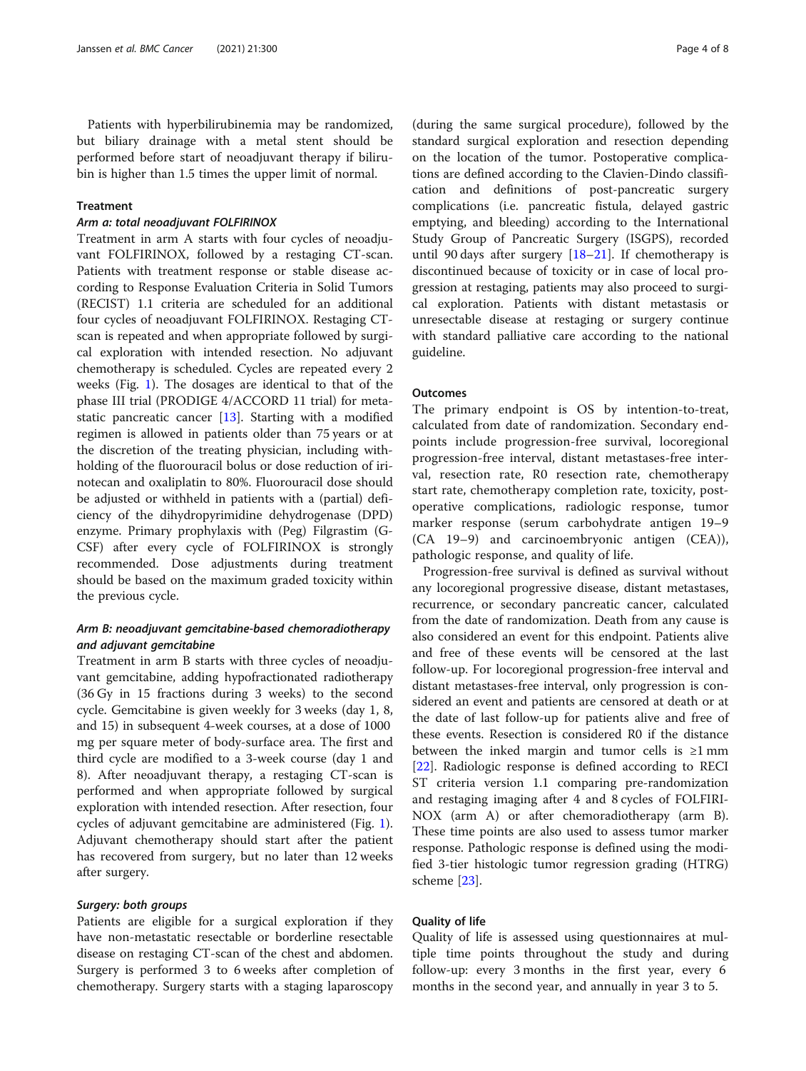Patients with hyperbilirubinemia may be randomized, but biliary drainage with a metal stent should be performed before start of neoadjuvant therapy if bilirubin is higher than 1.5 times the upper limit of normal.

### Treatment

#### *Arm a: total neoadjuvant FOLFIRINOX*

Treatment in arm A starts with four cycles of neoadjuvant FOLFIRINOX, followed by a restaging CT-scan. Patients with treatment response or stable disease according to Response Evaluation Criteria in Solid Tumors (RECIST) 1.1 criteria are scheduled for an additional four cycles of neoadjuvant FOLFIRINOX. Restaging CT-scan is repeated and when appropriate followed by surgical exploration with intended resection. No adjuvant chemotherapy is scheduled. Cycles are repeated every 2 weeks (Fig. 1). The dosages are identical to that of the phase III trial (PRODIGE 4/ACCORD 11 trial) for metastatic pancreatic cancer [13]. Starting with a modified regimen is allowed in patients older than 75 years or at the discretion of the treating physician, including withholding of the fluorouracil bolus or dose reduction of irinotecan and oxaliplatin to 80%. Fluorouracil dose should be adjusted or withheld in patients with a (partial) deficiency of the dihydropyrimidine dehydrogenase (DPD) enzyme. Primary prophylaxis with (Peg) Filgrastim (G-CSF) after every cycle of FOLFIRINOX is strongly recommended. Dose adjustments during treatment should be based on the maximum graded toxicity within the previous cycle.

#### *Arm B: neoadjuvant gemcitabine-based chemoradiotherapy and adjuvant gemcitabine*

Treatment in arm B starts with three cycles of neoadjuvant gemcitabine, adding hypofractionated radiotherapy (36 Gy in 15 fractions during 3 weeks) to the second cycle. Gemcitabine is given weekly for 3 weeks (day 1, 8, and 15) in subsequent 4-week courses, at a dose of 1000 mg per square meter of body-surface area. The first and third cycle are modified to a 3-week course (day 1 and 8). After neoadjuvant therapy, a restaging CT-scan is performed and when appropriate followed by surgical exploration with intended resection. After resection, four cycles of adjuvant gemcitabine are administered (Fig. 1). Adjuvant chemotherapy should start after the patient has recovered from surgery, but no later than 12 weeks after surgery.

#### *Surgery: both groups*

Patients are eligible for a surgical exploration if they have non-metastatic resectable or borderline resectable disease on restaging CT-scan of the chest and abdomen. Surgery is performed 3 to 6 weeks after completion of chemotherapy. Surgery starts with a staging laparoscopy (during the same surgical procedure), followed by the standard surgical exploration and resection depending on the location of the tumor. Postoperative complications are defined according to the Clavien-Dindo classification and definitions of post-pancreatic surgery complications (i.e. pancreatic fistula, delayed gastric emptying, and bleeding) according to the International Study Group of Pancreatic Surgery (ISGPS), recorded until 90 days after surgery [18–21]. If chemotherapy is discontinued because of toxicity or in case of local progression at restaging, patients may also proceed to surgical exploration. Patients with distant metastasis or unresectable disease at restaging or surgery continue with standard palliative care according to the national guideline.

### Outcomes

The primary endpoint is OS by intention-to-treat, calculated from date of randomization. Secondary endpoints include progression-free survival, locoregional progression-free interval, distant metastases-free interval, resection rate, R0 resection rate, chemotherapy start rate, chemotherapy completion rate, toxicity, postoperative complications, radiologic response, tumor marker response (serum carbohydrate antigen 19–9 (CA 19–9) and carcinoembryonic antigen (CEA)), pathologic response, and quality of life.

Progression-free survival is defined as survival without any locoregional progressive disease, distant metastases, recurrence, or secondary pancreatic cancer, calculated from the date of randomization. Death from any cause is also considered an event for this endpoint. Patients alive and free of these events will be censored at the last follow-up. For locoregional progression-free interval and distant metastases-free interval, only progression is considered an event and patients are censored at death or at the date of last follow-up for patients alive and free of these events. Resection is considered R0 if the distance between the inked margin and tumor cells is ≥1 mm [22]. Radiologic response is defined according to RECIST criteria version 1.1 comparing pre-randomization and restaging imaging after 4 and 8 cycles of FOLFIRINOX (arm A) or after chemoradiotherapy (arm B). These time points are also used to assess tumor marker response. Pathologic response is defined using the modified 3-tier histologic tumor regression grading (HTRG) scheme [23].

### Quality of life

Quality of life is assessed using questionnaires at multiple time points throughout the study and during follow-up: every 3 months in the first year, every 6 months in the second year, and annually in year 3 to 5.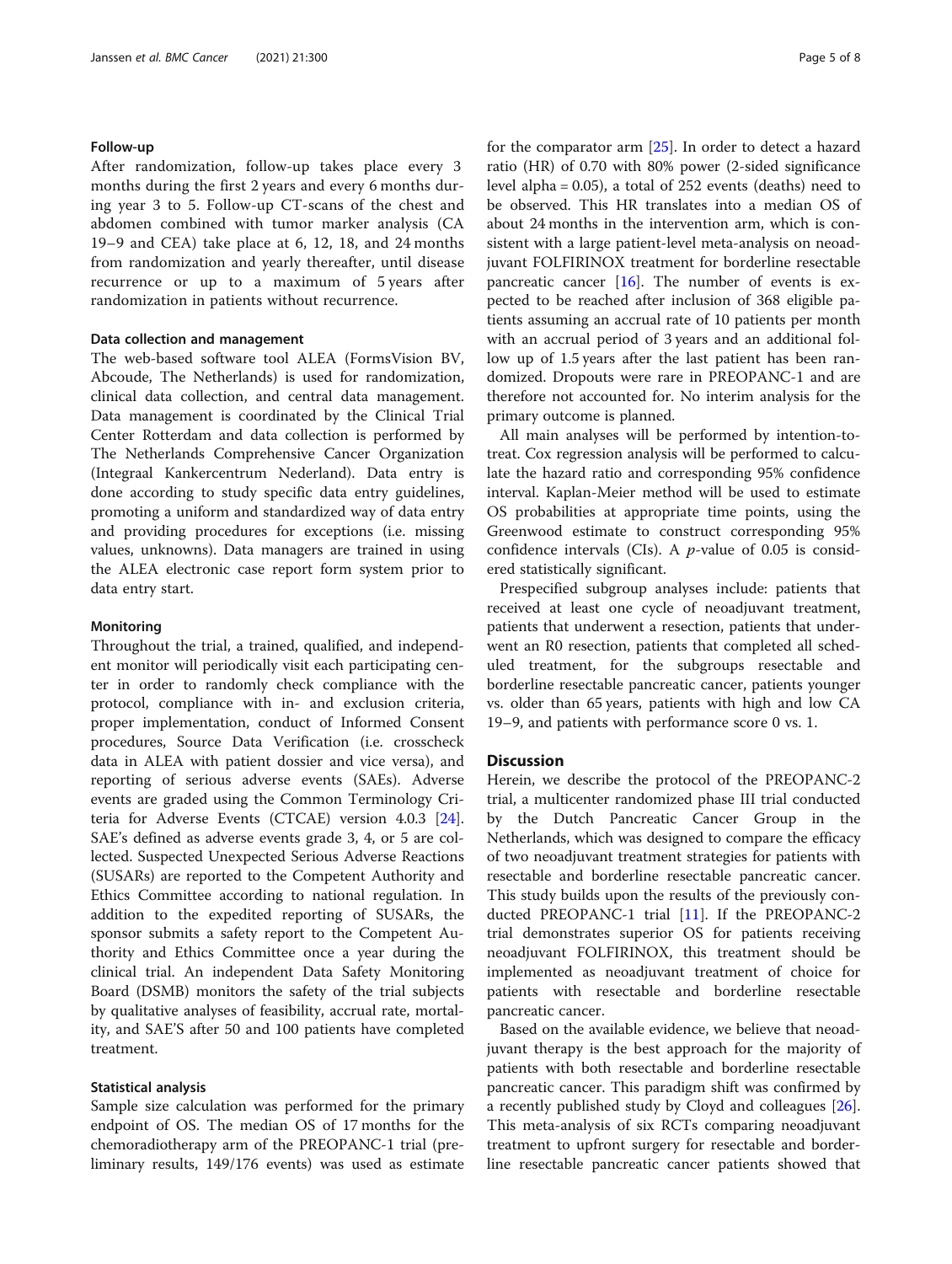### Follow-up

After randomization, follow-up takes place every 3 months during the first 2 years and every 6 months during year 3 to 5. Follow-up CT-scans of the chest and abdomen combined with tumor marker analysis (CA 19–9 and CEA) take place at 6, 12, 18, and 24 months from randomization and yearly thereafter, until disease recurrence or up to a maximum of 5 years after randomization in patients without recurrence.

### Data collection and management

The web-based software tool ALEA (FormsVision BV, Abcoude, The Netherlands) is used for randomization, clinical data collection, and central data management. Data management is coordinated by the Clinical Trial Center Rotterdam and data collection is performed by The Netherlands Comprehensive Cancer Organization (Integraal Kankercentrum Nederland). Data entry is done according to study specific data entry guidelines, promoting a uniform and standardized way of data entry and providing procedures for exceptions (i.e. missing values, unknowns). Data managers are trained in using the ALEA electronic case report form system prior to data entry start.

### Monitoring

Throughout the trial, a trained, qualified, and independent monitor will periodically visit each participating center in order to randomly check compliance with the protocol, compliance with in- and exclusion criteria, proper implementation, conduct of Informed Consent procedures, Source Data Verification (i.e. crosscheck data in ALEA with patient dossier and vice versa), and reporting of serious adverse events (SAEs). Adverse events are graded using the Common Terminology Criteria for Adverse Events (CTCAE) version 4.0.3 [24]. SAE's defined as adverse events grade 3, 4, or 5 are collected. Suspected Unexpected Serious Adverse Reactions (SUSARs) are reported to the Competent Authority and Ethics Committee according to national regulation. In addition to the expedited reporting of SUSARs, the sponsor submits a safety report to the Competent Authority and Ethics Committee once a year during the clinical trial. An independent Data Safety Monitoring Board (DSMB) monitors the safety of the trial subjects by qualitative analyses of feasibility, accrual rate, mortality, and SAE'S after 50 and 100 patients have completed treatment.

### Statistical analysis

Sample size calculation was performed for the primary endpoint of OS. The median OS of 17 months for the chemoradiotherapy arm of the PREOPANC-1 trial (preliminary results, 149/176 events) was used as estimate for the comparator arm [25]. In order to detect a hazard ratio (HR) of 0.70 with 80% power (2-sided significance level alpha = 0.05), a total of 252 events (deaths) need to be observed. This HR translates into a median OS of about 24 months in the intervention arm, which is consistent with a large patient-level meta-analysis on neoadjuvant FOLFIRINOX treatment for borderline resectable pancreatic cancer [16]. The number of events is expected to be reached after inclusion of 368 eligible patients assuming an accrual rate of 10 patients per month with an accrual period of 3 years and an additional follow up of 1.5 years after the last patient has been randomized. Dropouts were rare in PREOPANC-1 and are therefore not accounted for. No interim analysis for the primary outcome is planned.

All main analyses will be performed by intention-to-treat. Cox regression analysis will be performed to calculate the hazard ratio and corresponding 95% confidence interval. Kaplan-Meier method will be used to estimate OS probabilities at appropriate time points, using the Greenwood estimate to construct corresponding 95% confidence intervals (CIs). A *p*-value of 0.05 is considered statistically significant.

Prespecified subgroup analyses include: patients that received at least one cycle of neoadjuvant treatment, patients that underwent a resection, patients that underwent an R0 resection, patients that completed all scheduled treatment, for the subgroups resectable and borderline resectable pancreatic cancer, patients younger vs. older than 65 years, patients with high and low CA 19–9, and patients with performance score 0 vs. 1.

## Discussion

Herein, we describe the protocol of the PREOPANC-2 trial, a multicenter randomized phase III trial conducted by the Dutch Pancreatic Cancer Group in the Netherlands, which was designed to compare the efficacy of two neoadjuvant treatment strategies for patients with resectable and borderline resectable pancreatic cancer. This study builds upon the results of the previously conducted PREOPANC-1 trial [11]. If the PREOPANC-2 trial demonstrates superior OS for patients receiving neoadjuvant FOLFIRINOX, this treatment should be implemented as neoadjuvant treatment of choice for patients with resectable and borderline resectable pancreatic cancer.

Based on the available evidence, we believe that neoadjuvant therapy is the best approach for the majority of patients with both resectable and borderline resectable pancreatic cancer. This paradigm shift was confirmed by a recently published study by Cloyd and colleagues [26]. This meta-analysis of six RCTs comparing neoadjuvant treatment to upfront surgery for resectable and borderline resectable pancreatic cancer patients showed that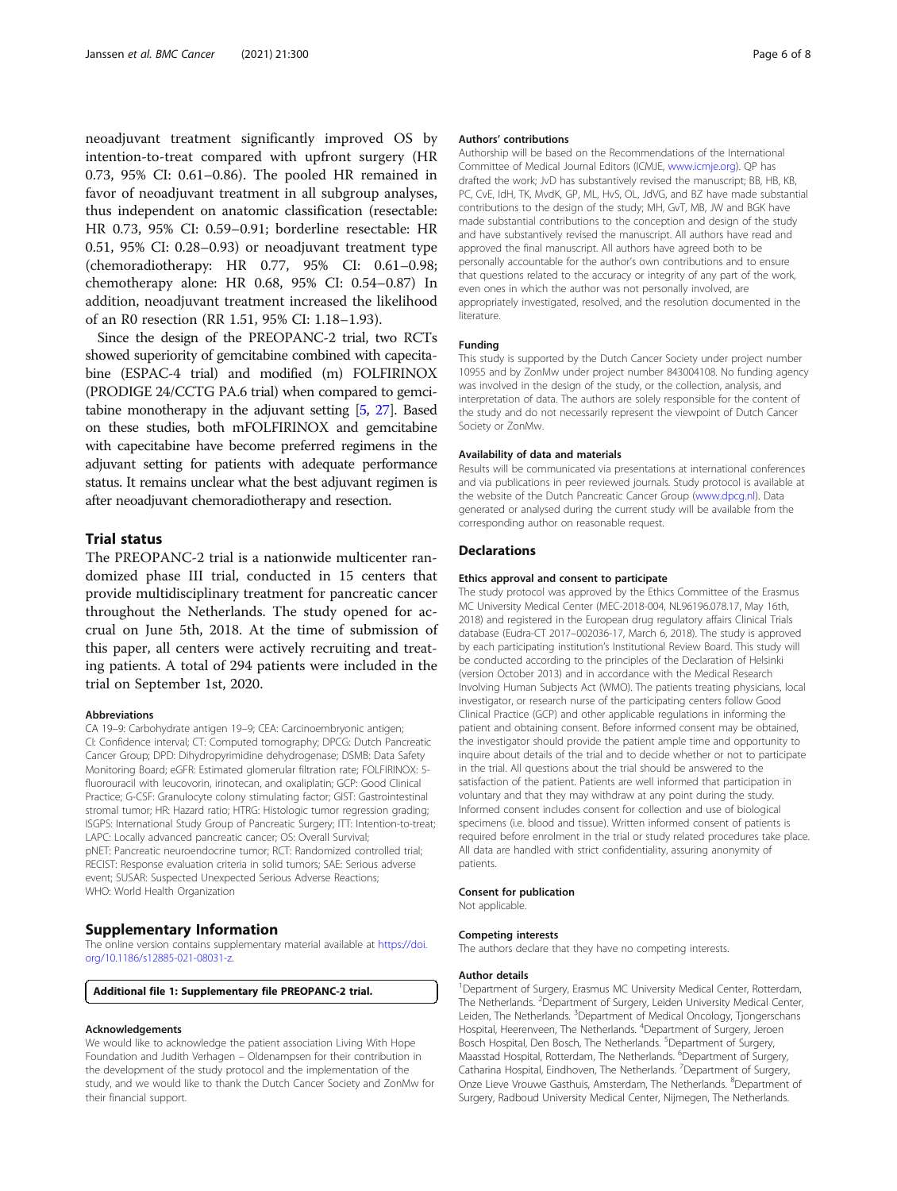neoadjuvant treatment significantly improved OS by intention-to-treat compared with upfront surgery (HR 0.73, 95% CI: 0.61–0.86). The pooled HR remained in favor of neoadjuvant treatment in all subgroup analyses, thus independent on anatomic classification (resectable: HR 0.73, 95% CI: 0.59–0.91; borderline resectable: HR 0.51, 95% CI: 0.28–0.93) or neoadjuvant treatment type (chemoradiotherapy: HR 0.77, 95% CI: 0.61–0.98; chemotherapy alone: HR 0.68, 95% CI: 0.54–0.87) In addition, neoadjuvant treatment increased the likelihood of an R0 resection (RR 1.51, 95% CI: 1.18–1.93).

Since the design of the PREOPANC-2 trial, two RCTs showed superiority of gemcitabine combined with capecitabine (ESPAC-4 trial) and modified (m) FOLFIRINOX (PRODIGE 24/CCTG PA.6 trial) when compared to gemcitabine monotherapy in the adjuvant setting [5, 27]. Based on these studies, both mFOLFIRINOX and gemcitabine with capecitabine have become preferred regimens in the adjuvant setting for patients with adequate performance status. It remains unclear what the best adjuvant regimen is after neoadjuvant chemoradiotherapy and resection.

## Trial status

The PREOPANC-2 trial is a nationwide multicenter randomized phase III trial, conducted in 15 centers that provide multidisciplinary treatment for pancreatic cancer throughout the Netherlands. The study opened for accrual on June 5th, 2018. At the time of submission of this paper, all centers were actively recruiting and treating patients. A total of 294 patients were included in the trial on September 1st, 2020.

#### Abbreviations

CA 19–9: Carbohydrate antigen 19–9; CEA: Carcinoembryonic antigen; CI: Confidence interval; CT: Computed tomography; DPCG: Dutch Pancreatic Cancer Group; DPD: Dihydropyrimidine dehydrogenase; DSMB: Data Safety Monitoring Board; eGFR: Estimated glomerular filtration rate; FOLFIRINOX: 5-fluorouracil with leucovorin, irinotecan, and oxaliplatin; GCP: Good Clinical Practice; G-CSF: Granulocyte colony stimulating factor; GIST: Gastrointestinal stromal tumor; HR: Hazard ratio; HTRG: Histologic tumor regression grading; ISGPS: International Study Group of Pancreatic Surgery; ITT: Intention-to-treat; LAPC: Locally advanced pancreatic cancer; OS: Overall Survival; pNET: Pancreatic neuroendocrine tumor; RCT: Randomized controlled trial; RECIST: Response evaluation criteria in solid tumors; SAE: Serious adverse event; SUSAR: Suspected Unexpected Serious Adverse Reactions; WHO: World Health Organization

## Supplementary Information

The online version contains supplementary material available at https://doi.org/10.1186/s12885-021-08031-z.

**Additional file 1: Supplementary file PREOPANC-2 trial.**

#### Acknowledgements

We would like to acknowledge the patient association Living With Hope Foundation and Judith Verhagen – Oldenampsen for their contribution in the development of the study protocol and the implementation of the study, and we would like to thank the Dutch Cancer Society and ZonMw for their financial support.

#### Authors' contributions

Authorship will be based on the Recommendations of the International Committee of Medical Journal Editors (ICMJE, www.icmje.org). QP has drafted the work; JvD has substantively revised the manuscript; BB, HB, KB, PC, CvE, IdH, TK, MvdK, GP, ML, HvS, OL, JdVG, and BZ have made substantial contributions to the design of the study; MH, GvT, MB, JW and BGK have made substantial contributions to the conception and design of the study and have substantively revised the manuscript. All authors have read and approved the final manuscript. All authors have agreed both to be personally accountable for the author's own contributions and to ensure that questions related to the accuracy or integrity of any part of the work, even ones in which the author was not personally involved, are appropriately investigated, resolved, and the resolution documented in the literature.

#### Funding

This study is supported by the Dutch Cancer Society under project number 10955 and by ZonMw under project number 843004108. No funding agency was involved in the design of the study, or the collection, analysis, and interpretation of data. The authors are solely responsible for the content of the study and do not necessarily represent the viewpoint of Dutch Cancer Society or ZonMw.

#### Availability of data and materials

Results will be communicated via presentations at international conferences and via publications in peer reviewed journals. Study protocol is available at the website of the Dutch Pancreatic Cancer Group (www.dpcg.nl). Data generated or analysed during the current study will be available from the corresponding author on reasonable request.

## Declarations

#### Ethics approval and consent to participate

The study protocol was approved by the Ethics Committee of the Erasmus MC University Medical Center (MEC-2018-004, NL96196.078.17, May 16th, 2018) and registered in the European drug regulatory affairs Clinical Trials database (Eudra-CT 2017–002036-17, March 6, 2018). The study is approved by each participating institution's Institutional Review Board. This study will be conducted according to the principles of the Declaration of Helsinki (version October 2013) and in accordance with the Medical Research Involving Human Subjects Act (WMO). The patients treating physicians, local investigator, or research nurse of the participating centers follow Good Clinical Practice (GCP) and other applicable regulations in informing the patient and obtaining consent. Before informed consent may be obtained, the investigator should provide the patient ample time and opportunity to inquire about details of the trial and to decide whether or not to participate in the trial. All questions about the trial should be answered to the satisfaction of the patient. Patients are well informed that participation in voluntary and that they may withdraw at any point during the study. Informed consent includes consent for collection and use of biological specimens (i.e. blood and tissue). Written informed consent of patients is required before enrolment in the trial or study related procedures take place. All data are handled with strict confidentiality, assuring anonymity of patients.

#### Consent for publication

Not applicable.

#### Competing interests

The authors declare that they have no competing interests.

#### Author details

[1]Department of Surgery, Erasmus MC University Medical Center, Rotterdam, The Netherlands. [2]Department of Surgery, Leiden University Medical Center, Leiden, The Netherlands. [3]Department of Medical Oncology, Tjongerschans Hospital, Heerenveen, The Netherlands. [4]Department of Surgery, Jeroen Bosch Hospital, Den Bosch, The Netherlands. [5]Department of Surgery, Maasstad Hospital, Rotterdam, The Netherlands. [6]Department of Surgery, Catharina Hospital, Eindhoven, The Netherlands. [7]Department of Surgery, Onze Lieve Vrouwe Gasthuis, Amsterdam, The Netherlands. [8]Department of Surgery, Radboud University Medical Center, Nijmegen, The Netherlands.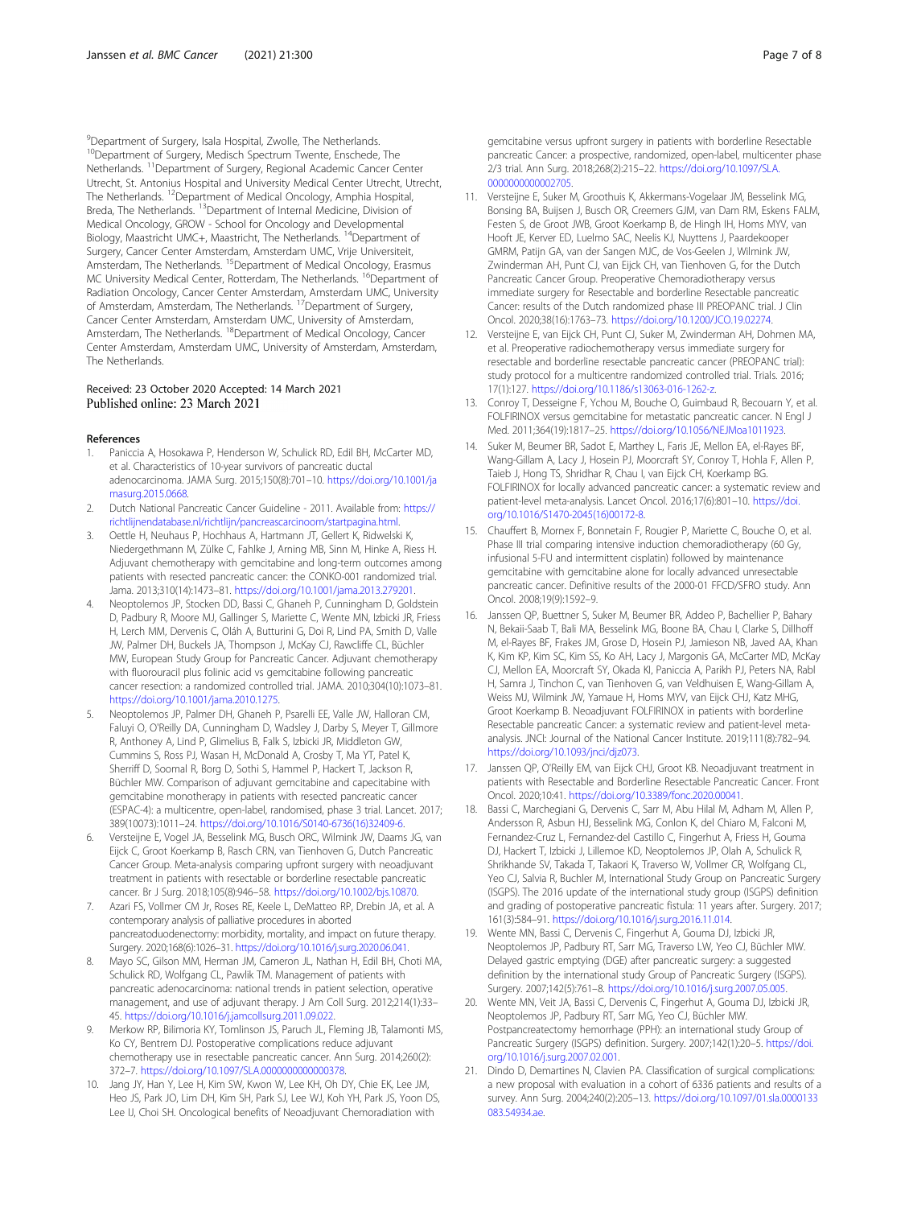[9]Department of Surgery, Isala Hospital, Zwolle, The Netherlands. [10]Department of Surgery, Medisch Spectrum Twente, Enschede, The Netherlands. [11]Department of Surgery, Regional Academic Cancer Center Utrecht, St. Antonius Hospital and University Medical Center Utrecht, Utrecht, The Netherlands. [12]Department of Medical Oncology, Amphia Hospital, Breda, The Netherlands. [13]Department of Internal Medicine, Division of Medical Oncology, GROW - School for Oncology and Developmental Biology, Maastricht UMC+, Maastricht, The Netherlands. [14]Department of Surgery, Cancer Center Amsterdam, Amsterdam UMC, Vrije Universiteit, Amsterdam, The Netherlands. [15]Department of Medical Oncology, Erasmus MC University Medical Center, Rotterdam, The Netherlands. [16]Department of Radiation Oncology, Cancer Center Amsterdam, Amsterdam UMC, University of Amsterdam, Amsterdam, The Netherlands. [17]Department of Surgery, Cancer Center Amsterdam, Amsterdam UMC, University of Amsterdam, Amsterdam, The Netherlands. [18]Department of Medical Oncology, Cancer Center Amsterdam, Amsterdam UMC, University of Amsterdam, Amsterdam, The Netherlands.

Received: 23 October 2020 Accepted: 14 March 2021
Published online: 23 March 2021

## References

1. Paniccia A, Hosokawa P, Henderson W, Schulick RD, Edil BH, McCarter MD, et al. Characteristics of 10-year survivors of pancreatic ductal adenocarcinoma. JAMA Surg. 2015;150(8):701–10. https://doi.org/10.1001/jamasurg.2015.0668.
2. Dutch National Pancreatic Cancer Guideline - 2011. Available from: https://richtlijnendatabase.nl/richtlijn/pancreascarcinoom/startpagina.html.
3. Oettle H, Neuhaus P, Hochhaus A, Hartmann JT, Gellert K, Ridwelski K, Niedergethmann M, Zülke C, Fahlke J, Arning MB, Sinn M, Hinke A, Riess H. Adjuvant chemotherapy with gemcitabine and long-term outcomes among patients with resected pancreatic cancer: the CONKO-001 randomized trial. Jama. 2013;310(14):1473–81. https://doi.org/10.1001/jama.2013.279201.
4. Neoptolemos JP, Stocken DD, Bassi C, Ghaneh P, Cunningham D, Goldstein D, Padbury R, Moore MJ, Gallinger S, Mariette C, Wente MN, Izbicki JR, Friess H, Lerch MM, Dervenis C, Oláh A, Butturini G, Doi R, Lind PA, Smith D, Valle JW, Palmer DH, Buckels JA, Thompson J, McKay CJ, Rawcliffe CL, Büchler MW, European Study Group for Pancreatic Cancer. Adjuvant chemotherapy with fluorouracil plus folinic acid vs gemcitabine following pancreatic cancer resection: a randomized controlled trial. JAMA. 2010;304(10):1073–81. https://doi.org/10.1001/jama.2010.1275.
5. Neoptolemos JP, Palmer DH, Ghaneh P, Psarelli EE, Valle JW, Halloran CM, Faluyi O, O'Reilly DA, Cunningham D, Wadsley J, Darby S, Meyer T, Gillmore R, Anthoney A, Lind P, Glimelius B, Falk S, Izbicki JR, Middleton GW, Cummins S, Ross PJ, Wasan H, McDonald A, Crosby T, Ma YT, Patel K, Sherriff D, Soomal R, Borg D, Sothi S, Hammel P, Hackert T, Jackson R, Büchler MW. Comparison of adjuvant gemcitabine and capecitabine with gemcitabine monotherapy in patients with resected pancreatic cancer (ESPAC-4): a multicentre, open-label, randomised, phase 3 trial. Lancet. 2017; 389(10073):1011–24. https://doi.org/10.1016/S0140-6736(16)32409-6.
6. Versteijne E, Vogel JA, Besselink MG, Busch ORC, Wilmink JW, Daams JG, van Eijck C, Groot Koerkamp B, Rasch CRN, van Tienhoven G, Dutch Pancreatic Cancer Group. Meta-analysis comparing upfront surgery with neoadjuvant treatment in patients with resectable or borderline resectable pancreatic cancer. Br J Surg. 2018;105(8):946–58. https://doi.org/10.1002/bjs.10870.
7. Azari FS, Vollmer CM Jr, Roses RE, Keele L, DeMatteo RP, Drebin JA, et al. A contemporary analysis of palliative procedures in aborted pancreatoduodenectomy: morbidity, mortality, and impact on future therapy. Surgery. 2020;168(6):1026–31. https://doi.org/10.1016/j.surg.2020.06.041.
8. Mayo SC, Gilson MM, Herman JM, Cameron JL, Nathan H, Edil BH, Choti MA, Schulick RD, Wolfgang CL, Pawlik TM. Management of patients with pancreatic adenocarcinoma: national trends in patient selection, operative management, and use of adjuvant therapy. J Am Coll Surg. 2012;214(1):33–45. https://doi.org/10.1016/j.jamcollsurg.2011.09.022.
9. Merkow RP, Bilimoria KY, Tomlinson JS, Paruch JL, Fleming JB, Talamonti MS, Ko CY, Bentrem DJ. Postoperative complications reduce adjuvant chemotherapy use in resectable pancreatic cancer. Ann Surg. 2014;260(2): 372–7. https://doi.org/10.1097/SLA.0000000000000378.
10. Jang JY, Han Y, Lee H, Kim SW, Kwon W, Lee KH, Oh DY, Chie EK, Lee JM, Heo JS, Park JO, Lim DH, Kim SH, Park SJ, Lee WJ, Koh YH, Park JS, Yoon DS, Lee IJ, Choi SH. Oncological benefits of Neoadjuvant Chemoradiation with gemcitabine versus upfront surgery in patients with borderline Resectable pancreatic Cancer: a prospective, randomized, open-label, multicenter phase 2/3 trial. Ann Surg. 2018;268(2):215–22. https://doi.org/10.1097/SLA.0000000000002705.
11. Versteijne E, Suker M, Groothuis K, Akkermans-Vogelaar JM, Besselink MG, Bonsing BA, Buijsen J, Busch OR, Creemers GJM, van Dam RM, Eskens FALM, Festen S, de Groot JWB, Groot Koerkamp B, de Hingh IH, Homs MYV, van Hooft JE, Kerver ED, Luelmo SAC, Neelis KJ, Nuyttens J, Paardekooper GMRM, Patijn GA, van der Sangen MJC, de Vos-Geelen J, Wilmink JW, Zwinderman AH, Punt CJ, van Eijck CH, van Tienhoven G, for the Dutch Pancreatic Cancer Group. Preoperative Chemoradiotherapy versus immediate surgery for Resectable and borderline Resectable pancreatic Cancer: results of the Dutch randomized phase III PREOPANC trial. J Clin Oncol. 2020;38(16):1763–73. https://doi.org/10.1200/JCO.19.02274.
12. Versteijne E, van Eijck CH, Punt CJ, Suker M, Zwinderman AH, Dohmen MA, et al. Preoperative radiochemotherapy versus immediate surgery for resectable and borderline resectable pancreatic cancer (PREOPANC trial): study protocol for a multicentre randomized controlled trial. Trials. 2016; 17(1):127. https://doi.org/10.1186/s13063-016-1262-z.
13. Conroy T, Desseigne F, Ychou M, Bouche O, Guimbaud R, Becouarn Y, et al. FOLFIRINOX versus gemcitabine for metastatic pancreatic cancer. N Engl J Med. 2011;364(19):1817–25. https://doi.org/10.1056/NEJMoa1011923.
14. Suker M, Beumer BR, Sadot E, Marthey L, Faris JE, Mellon EA, el-Rayes BF, Wang-Gillam A, Lacy J, Hosein PJ, Moorcraft SY, Conroy T, Hohla F, Allen P, Taieb J, Hong TS, Shridhar R, Chau I, van Eijck CH, Koerkamp BG. FOLFIRINOX for locally advanced pancreatic cancer: a systematic review and patient-level meta-analysis. Lancet Oncol. 2016;17(6):801–10. https://doi.org/10.1016/S1470-2045(16)00172-8.
15. Chauffert B, Mornex F, Bonnetain F, Rougier P, Mariette C, Bouche O, et al. Phase III trial comparing intensive induction chemoradiotherapy (60 Gy, infusional 5-FU and intermittent cisplatin) followed by maintenance gemcitabine with gemcitabine alone for locally advanced unresectable pancreatic cancer. Definitive results of the 2000-01 FFCD/SFRO study. Ann Oncol. 2008;19(9):1592–9.
16. Janssen QP, Buettner S, Suker M, Beumer BR, Addeo P, Bachellier P, Bahary N, Bekaii-Saab T, Bali MA, Besselink MG, Boone BA, Chau I, Clarke S, Dillhoff M, el-Rayes BF, Frakes JM, Grose D, Hosein PJ, Jamieson NB, Javed AA, Khan K, Kim KP, Kim SC, Kim SS, Ko AH, Lacy J, Margonis GA, McCarter MD, McKay CJ, Mellon EA, Moorcraft SY, Okada KI, Paniccia A, Parikh PJ, Peters NA, Rabl H, Samra J, Tinchon C, van Tienhoven G, van Veldhuisen E, Wang-Gillam A, Weiss MJ, Wilmink JW, Yamaue H, Homs MYV, van Eijck CHJ, Katz MHG, Groot Koerkamp B. Neoadjuvant FOLFIRINOX in patients with borderline Resectable pancreatic Cancer: a systematic review and patient-level meta-analysis. JNCI: Journal of the National Cancer Institute. 2019;111(8):782–94. https://doi.org/10.1093/jnci/djz073.
17. Janssen QP, O'Reilly EM, van Eijck CHJ, Groot KB. Neoadjuvant treatment in patients with Resectable and Borderline Resectable Pancreatic Cancer. Front Oncol. 2020;10:41. https://doi.org/10.3389/fonc.2020.00041.
18. Bassi C, Marchegiani G, Dervenis C, Sarr M, Abu Hilal M, Adham M, Allen P, Andersson R, Asbun HJ, Besselink MG, Conlon K, del Chiaro M, Falconi M, Fernandez-Cruz L, Fernandez-del Castillo C, Fingerhut A, Friess H, Gouma DJ, Hackert T, Izbicki J, Lillemoe KD, Neoptolemos JP, Olah A, Schulick R, Shrikhande SV, Takada T, Takaori K, Traverso W, Vollmer CR, Wolfgang CL, Yeo CJ, Salvia R, Buchler M, International Study Group on Pancreatic Surgery (ISGPS). The 2016 update of the international study group (ISGPS) definition and grading of postoperative pancreatic fistula: 11 years after. Surgery. 2017; 161(3):584–91. https://doi.org/10.1016/j.surg.2016.11.014.
19. Wente MN, Bassi C, Dervenis C, Fingerhut A, Gouma DJ, Izbicki JR, Neoptolemos JP, Padbury RT, Sarr MG, Traverso LW, Yeo CJ, Büchler MW. Delayed gastric emptying (DGE) after pancreatic surgery: a suggested definition by the international study Group of Pancreatic Surgery (ISGPS). Surgery. 2007;142(5):761–8. https://doi.org/10.1016/j.surg.2007.05.005.
20. Wente MN, Veit JA, Bassi C, Dervenis C, Fingerhut A, Gouma DJ, Izbicki JR, Neoptolemos JP, Padbury RT, Sarr MG, Yeo CJ, Büchler MW. Postpancreatectomy hemorrhage (PPH): an international study Group of Pancreatic Surgery (ISGPS) definition. Surgery. 2007;142(1):20–5. https://doi.org/10.1016/j.surg.2007.02.001.
21. Dindo D, Demartines N, Clavien PA. Classification of surgical complications: a new proposal with evaluation in a cohort of 6336 patients and results of a survey. Ann Surg. 2004;240(2):205–13. https://doi.org/10.1097/01.sla.0000133083.54934.ae.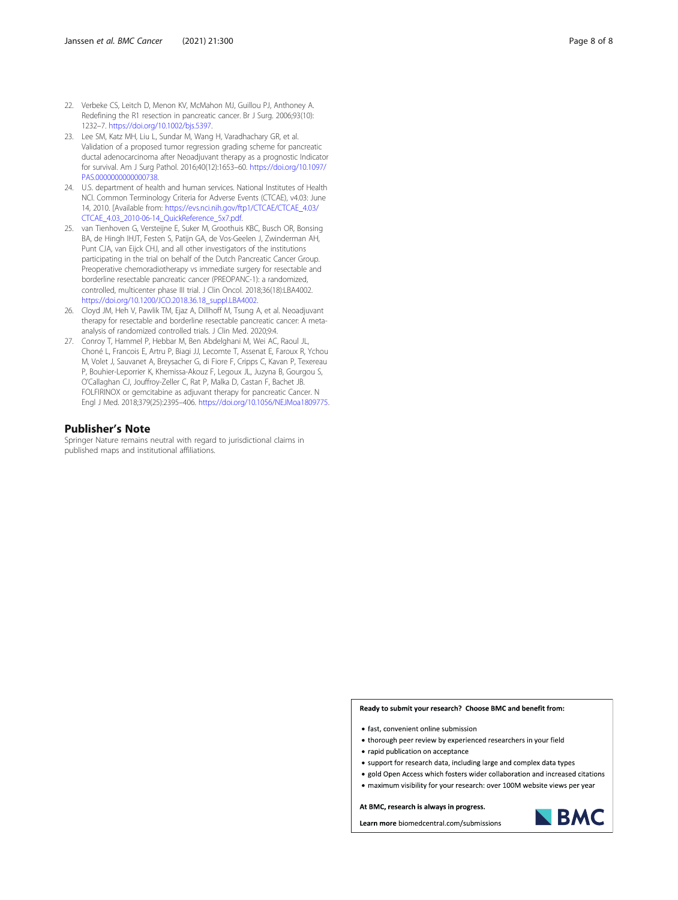22. Verbeke CS, Leitch D, Menon KV, McMahon MJ, Guillou PJ, Anthoney A. Redefining the R1 resection in pancreatic cancer. Br J Surg. 2006;93(10): 1232–7. https://doi.org/10.1002/bjs.5397.
23. Lee SM, Katz MH, Liu L, Sundar M, Wang H, Varadhachary GR, et al. Validation of a proposed tumor regression grading scheme for pancreatic ductal adenocarcinoma after Neoadjuvant therapy as a prognostic Indicator for survival. Am J Surg Pathol. 2016;40(12):1653–60. https://doi.org/10.1097/PAS.0000000000000738.
24. U.S. department of health and human services. National Institutes of Health NCI. Common Terminology Criteria for Adverse Events (CTCAE), v4.03: June 14, 2010. [Available from: https://evs.nci.nih.gov/ftp1/CTCAE/CTCAE_4.03/CTCAE_4.03_2010-06-14_QuickReference_5x7.pdf.
25. van Tienhoven G, Versteijne E, Suker M, Groothuis KBC, Busch OR, Bonsing BA, de Hingh IHJT, Festen S, Patijn GA, de Vos-Geelen J, Zwinderman AH, Punt CJA, van Eijck CHJ, and all other investigators of the institutions participating in the trial on behalf of the Dutch Pancreatic Cancer Group. Preoperative chemoradiotherapy vs immediate surgery for resectable and borderline resectable pancreatic cancer (PREOPANC-1): a randomized, controlled, multicenter phase III trial. J Clin Oncol. 2018;36(18):LBA4002. https://doi.org/10.1200/JCO.2018.36.18_suppl.LBA4002.
26. Cloyd JM, Heh V, Pawlik TM, Ejaz A, Dillhoff M, Tsung A, et al. Neoadjuvant therapy for resectable and borderline resectable pancreatic cancer: A meta-analysis of randomized controlled trials. J Clin Med. 2020;9:4.
27. Conroy T, Hammel P, Hebbar M, Ben Abdelghani M, Wei AC, Raoul JL, Choné L, Francois E, Artru P, Biagi JJ, Lecomte T, Assenat E, Faroux R, Ychou M, Volet J, Sauvanet A, Breysacher G, di Fiore F, Cripps C, Kavan P, Texereau P, Bouhier-Leporrier K, Khemissa-Akouz F, Legoux JL, Juzyna B, Gourgou S, O'Callaghan CJ, Jouffroy-Zeller C, Rat P, Malka D, Castan F, Bachet JB. FOLFIRINOX or gemcitabine as adjuvant therapy for pancreatic Cancer. N Engl J Med. 2018;379(25):2395–406. https://doi.org/10.1056/NEJMoa1809775.

## Publisher's Note

Springer Nature remains neutral with regard to jurisdictional claims in published maps and institutional affiliations.

**Ready to submit your research? Choose BMC and benefit from:**

- fast, convenient online submission
- thorough peer review by experienced researchers in your field
- rapid publication on acceptance
- support for research data, including large and complex data types
- gold Open Access which fosters wider collaboration and increased citations
- maximum visibility for your research: over 100M website views per year

**At BMC, research is always in progress.**

**Learn more** biomedcentral.com/submissions

BMC